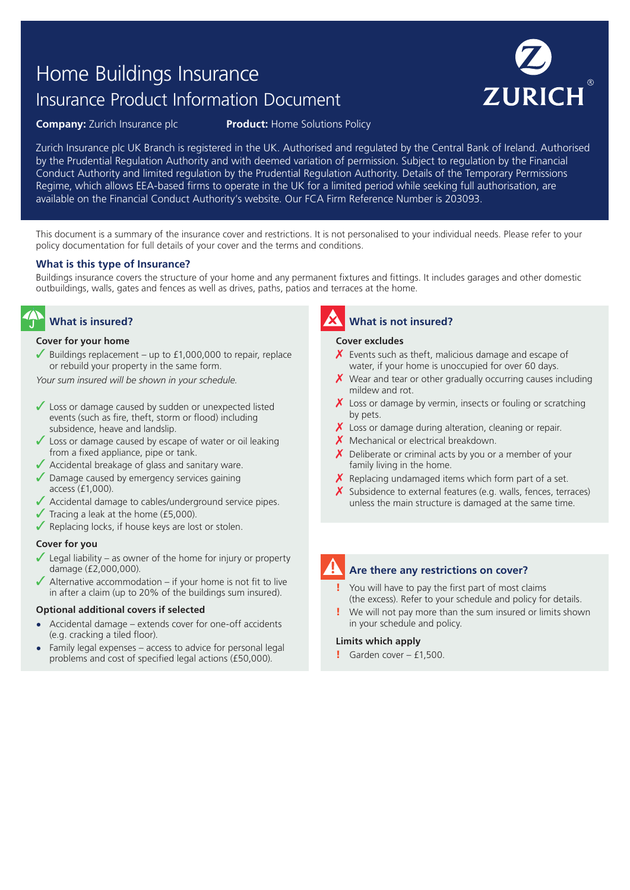# Home Buildings Insurance

## Insurance Product Information Document

**Company:** Zurich Insurance plc **Product:** Home Solutions Policy

Zurich Insurance plc UK Branch is registered in the UK. Authorised and regulated by the Central Bank of Ireland. Authorised by the Prudential Regulation Authority and with deemed variation of permission. Subject to regulation by the Financial Conduct Authority and limited regulation by the Prudential Regulation Authority. Details of the Temporary Permissions Regime, which allows EEA-based firms to operate in the UK for a limited period while seeking full authorisation, are available on the Financial Conduct Authority's website. Our FCA Firm Reference Number is 203093.

This document is a summary of the insurance cover and restrictions. It is not personalised to your individual needs. Please refer to your policy documentation for full details of your cover and the terms and conditions.

### What is this type of Insurance?

Buildings insurance covers the structure of your home and any permanent fixtures and fittings. It includes garages and other domestic outbuildings, walls, gates and fences as well as drives, paths, patios and terraces at the home.

### What is insured?

**Cover for your home**

- ✓ Buildings replacement – up to £1,000,000 to repair, replace or rebuild your property in the same form.

*Your sum insured will be shown in your schedule.*

- ✓ Loss or damage caused by sudden or unexpected listed events (such as fire, theft, storm or flood) including subsidence, heave and landslip.
- ✓ Loss or damage caused by escape of water or oil leaking from a fixed appliance, pipe or tank.
- ✓ Accidental breakage of glass and sanitary ware.
- ✓ Damage caused by emergency services gaining access (£1,000).
- ✓ Accidental damage to cables/underground service pipes.
- ✓ Tracing a leak at the home (£5,000).
- ✓ Replacing locks, if house keys are lost or stolen.

**Cover for you**

- ✓ Legal liability – as owner of the home for injury or property damage (£2,000,000).
- ✓ Alternative accommodation – if your home is not fit to live in after a claim (up to 20% of the buildings sum insured).

**Optional additional covers if selected**

- Accidental damage – extends cover for one-off accidents (e.g. cracking a tiled floor).
- Family legal expenses – access to advice for personal legal problems and cost of specified legal actions (£50,000).

### What is not insured?

**Cover excludes**

- ✗ Events such as theft, malicious damage and escape of water, if your home is unoccupied for over 60 days.
- ✗ Wear and tear or other gradually occurring causes including mildew and rot.
- ✗ Loss or damage by vermin, insects or fouling or scratching by pets.
- ✗ Loss or damage during alteration, cleaning or repair.
- ✗ Mechanical or electrical breakdown.
- ✗ Deliberate or criminal acts by you or a member of your family living in the home.
- ✗ Replacing undamaged items which form part of a set.
- ✗ Subsidence to external features (e.g. walls, fences, terraces) unless the main structure is damaged at the same time.

### Are there any restrictions on cover?

- ! You will have to pay the first part of most claims (the excess). Refer to your schedule and policy for details.
- ! We will not pay more than the sum insured or limits shown in your schedule and policy.

**Limits which apply**

- ! Garden cover – £1,500.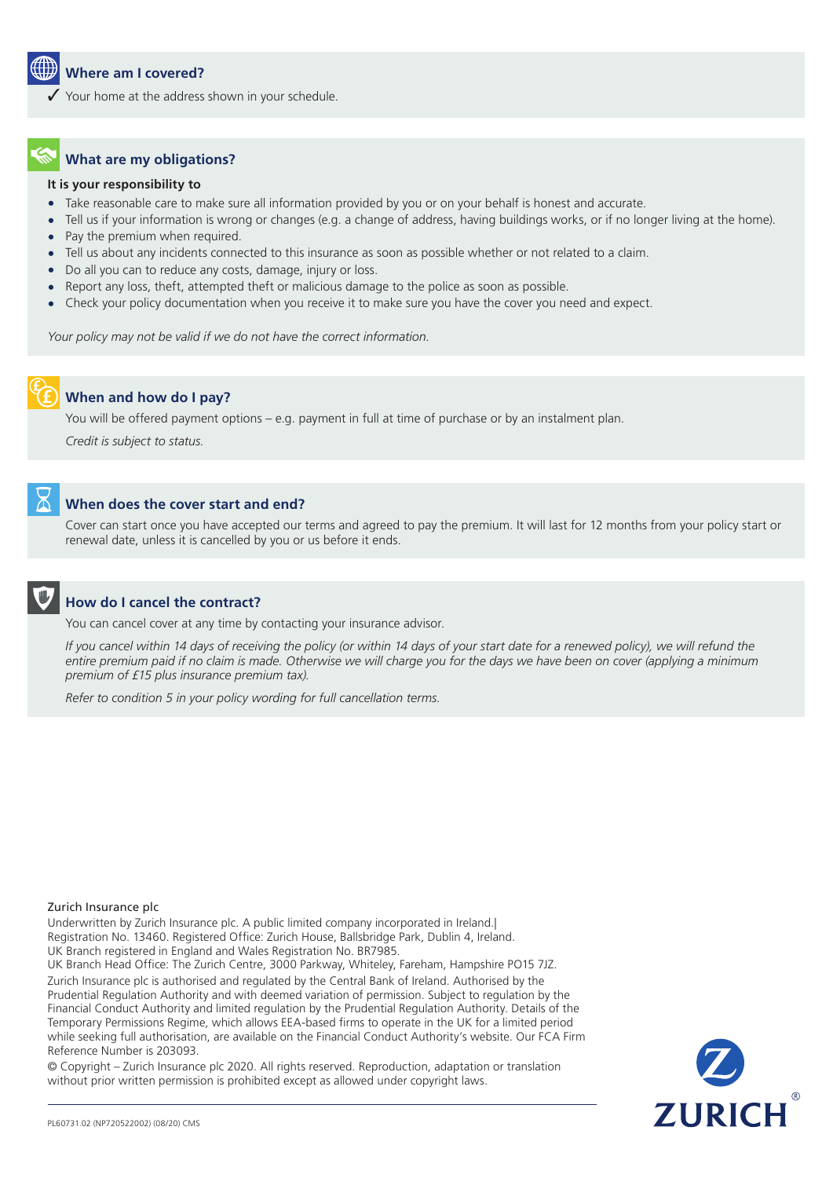## Where am I covered?

✓ Your home at the address shown in your schedule.

## What are my obligations?

**It is your responsibility to**

- Take reasonable care to make sure all information provided by you or on your behalf is honest and accurate.
- Tell us if your information is wrong or changes (e.g. a change of address, having buildings works, or if no longer living at the home).
- Pay the premium when required.
- Tell us about any incidents connected to this insurance as soon as possible whether or not related to a claim.
- Do all you can to reduce any costs, damage, injury or loss.
- Report any loss, theft, attempted theft or malicious damage to the police as soon as possible.
- Check your policy documentation when you receive it to make sure you have the cover you need and expect.

*Your policy may not be valid if we do not have the correct information.*

## When and how do I pay?

You will be offered payment options – e.g. payment in full at time of purchase or by an instalment plan.

*Credit is subject to status.*

## When does the cover start and end?

Cover can start once you have accepted our terms and agreed to pay the premium. It will last for 12 months from your policy start or renewal date, unless it is cancelled by you or us before it ends.

## How do I cancel the contract?

You can cancel cover at any time by contacting your insurance advisor.

*If you cancel within 14 days of receiving the policy (or within 14 days of your start date for a renewed policy), we will refund the entire premium paid if no claim is made. Otherwise we will charge you for the days we have been on cover (applying a minimum premium of £15 plus insurance premium tax).*

*Refer to condition 5 in your policy wording for full cancellation terms.*

Zurich Insurance plc

Underwritten by Zurich Insurance plc. A public limited company incorporated in Ireland.|
Registration No. 13460. Registered Office: Zurich House, Ballsbridge Park, Dublin 4, Ireland.
UK Branch registered in England and Wales Registration No. BR7985.
UK Branch Head Office: The Zurich Centre, 3000 Parkway, Whiteley, Fareham, Hampshire PO15 7JZ.
Zurich Insurance plc is authorised and regulated by the Central Bank of Ireland. Authorised by the Prudential Regulation Authority and with deemed variation of permission. Subject to regulation by the Financial Conduct Authority and limited regulation by the Prudential Regulation Authority. Details of the Temporary Permissions Regime, which allows EEA-based firms to operate in the UK for a limited period while seeking full authorisation, are available on the Financial Conduct Authority's website. Our FCA Firm Reference Number is 203093.
© Copyright – Zurich Insurance plc 2020. All rights reserved. Reproduction, adaptation or translation without prior written permission is prohibited except as allowed under copyright laws.

PL60731.02 (NP720522002) (08/20) CMS

ZURICH®